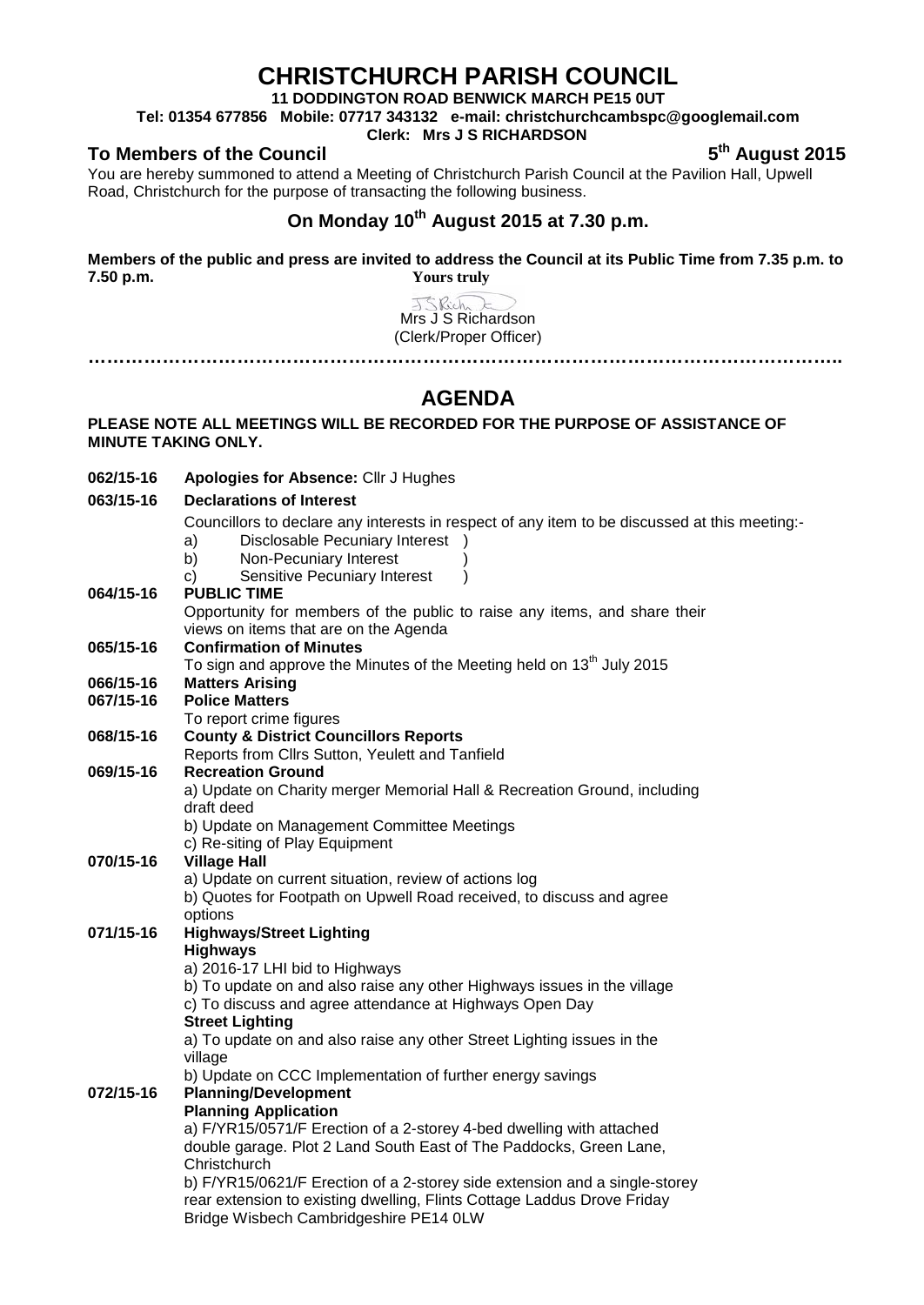# CHRISTCHURCH PARISH COUNCIL

**11 DODDINGTON ROAD BENWICK MARCH PE15 0UT**

**Tel: 01354 677856 Mobile: 07717 343132 e-mail: christchurchcambspc@googlemail.com**

**Clerk: Mrs J S RICHARDSON**

**To Members of the Council** **5th August 2015**

You are hereby summoned to attend a Meeting of Christchurch Parish Council at the Pavilion Hall, Upwell Road, Christchurch for the purpose of transacting the following business.

## On Monday 10th August 2015 at 7.30 p.m.

**Members of the public and press are invited to address the Council at its Public Time from 7.35 p.m. to 7.50 p.m.**

**Yours truly**

Mrs J S Richardson
(Clerk/Proper Officer)

…………………………………………………………………………………………………………

## AGENDA

**PLEASE NOTE ALL MEETINGS WILL BE RECORDED FOR THE PURPOSE OF ASSISTANCE OF MINUTE TAKING ONLY.**

**062/15-16** **Apologies for Absence:** Cllr J Hughes

**063/15-16** **Declarations of Interest**

Councillors to declare any interests in respect of any item to be discussed at this meeting:-

a) Disclosable Pecuniary Interest )
b) Non-Pecuniary Interest )
c) Sensitive Pecuniary Interest )

**064/15-16** **PUBLIC TIME**

Opportunity for members of the public to raise any items, and share their views on items that are on the Agenda

**065/15-16** **Confirmation of Minutes**

To sign and approve the Minutes of the Meeting held on 13th July 2015

**066/15-16** **Matters Arising**

**067/15-16** **Police Matters**

To report crime figures

**068/15-16** **County & District Councillors Reports**

Reports from Cllrs Sutton, Yeulett and Tanfield

**069/15-16** **Recreation Ground**

a) Update on Charity merger Memorial Hall & Recreation Ground, including draft deed
b) Update on Management Committee Meetings
c) Re-siting of Play Equipment

**070/15-16** **Village Hall**

a) Update on current situation, review of actions log
b) Quotes for Footpath on Upwell Road received, to discuss and agree options

**071/15-16** **Highways/Street Lighting**

**Highways**

a) 2016-17 LHI bid to Highways
b) To update on and also raise any other Highways issues in the village
c) To discuss and agree attendance at Highways Open Day

**Street Lighting**

a) To update on and also raise any other Street Lighting issues in the village
b) Update on CCC Implementation of further energy savings

**072/15-16** **Planning/Development**

**Planning Application**

a) F/YR15/0571/F Erection of a 2-storey 4-bed dwelling with attached double garage. Plot 2 Land South East of The Paddocks, Green Lane, Christchurch
b) F/YR15/0621/F Erection of a 2-storey side extension and a single-storey rear extension to existing dwelling, Flints Cottage Laddus Drove Friday Bridge Wisbech Cambridgeshire PE14 0LW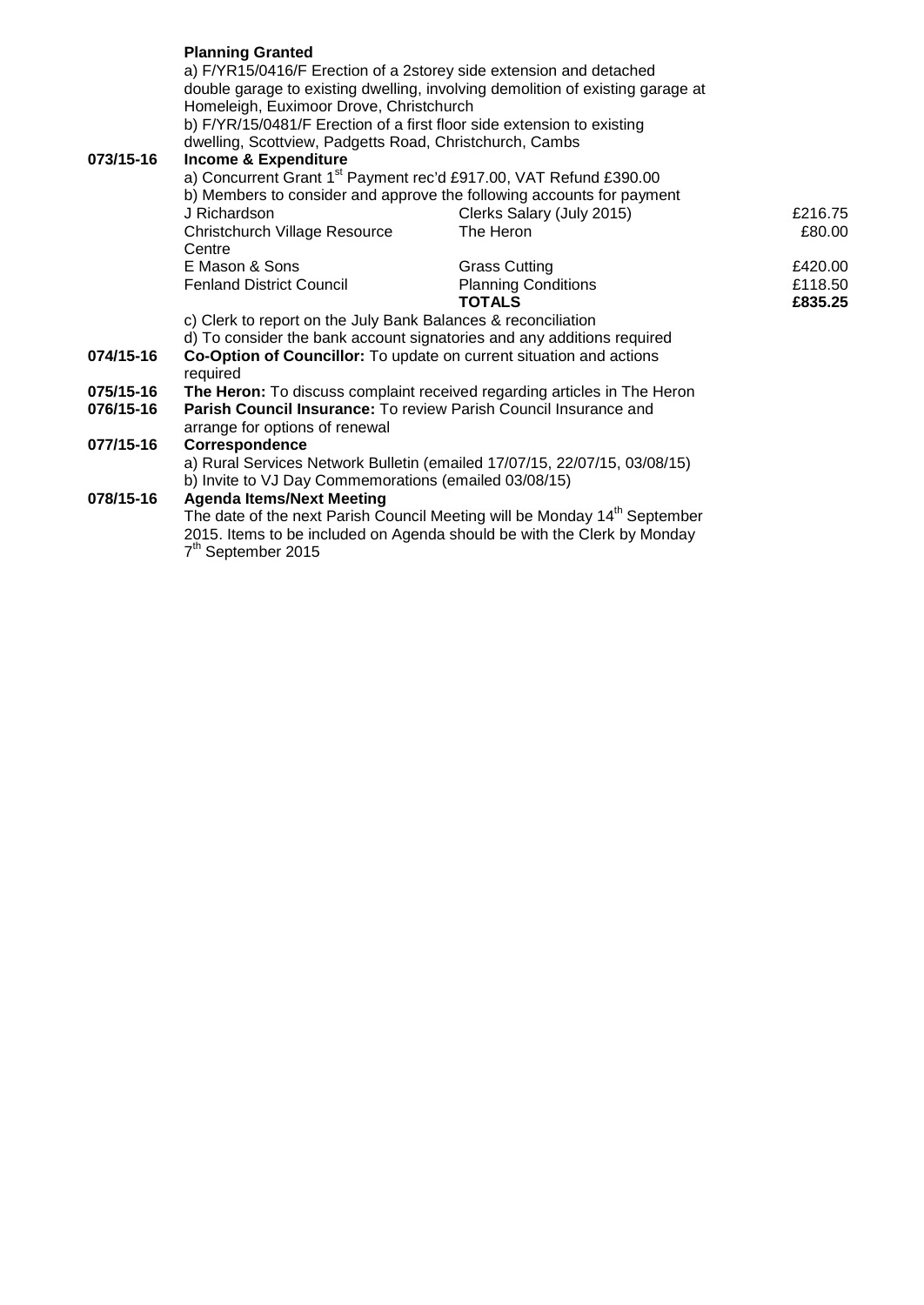**Planning Granted**

a) F/YR15/0416/F Erection of a 2storey side extension and detached double garage to existing dwelling, involving demolition of existing garage at Homeleigh, Euximoor Drove, Christchurch

b) F/YR/15/0481/F Erection of a first floor side extension to existing dwelling, Scottview, Padgetts Road, Christchurch, Cambs

**073/15-16 Income & Expenditure**

a) Concurrent Grant 1st Payment rec'd £917.00, VAT Refund £390.00

b) Members to consider and approve the following accounts for payment

| | | |
|---|---|---|
| J Richardson | Clerks Salary (July 2015) | £216.75 |
| Christchurch Village Resource Centre | The Heron | £80.00 |
| E Mason & Sons | Grass Cutting | £420.00 |
| Fenland District Council | Planning Conditions | £118.50 |
| | **TOTALS** | **£835.25** |

c) Clerk to report on the July Bank Balances & reconciliation

d) To consider the bank account signatories and any additions required

**074/15-16 Co-Option of Councillor:** To update on current situation and actions required

**075/15-16 The Heron:** To discuss complaint received regarding articles in The Heron

**076/15-16 Parish Council Insurance:** To review Parish Council Insurance and arrange for options of renewal

**077/15-16 Correspondence**

a) Rural Services Network Bulletin (emailed 17/07/15, 22/07/15, 03/08/15)

b) Invite to VJ Day Commemorations (emailed 03/08/15)

**078/15-16 Agenda Items/Next Meeting**

The date of the next Parish Council Meeting will be Monday 14th September 2015. Items to be included on Agenda should be with the Clerk by Monday 7th September 2015